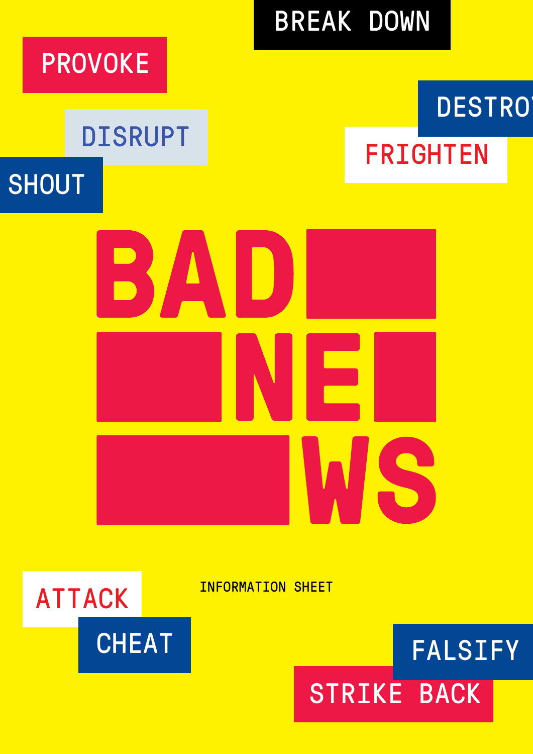BREAK DOWN

PROVOKE

DESTROY

DISRUPT

FRIGHTEN

SHOUT

# BAD NEWS

INFORMATION SHEET

ATTACK

CHEAT

FALSIFY

STRIKE BACK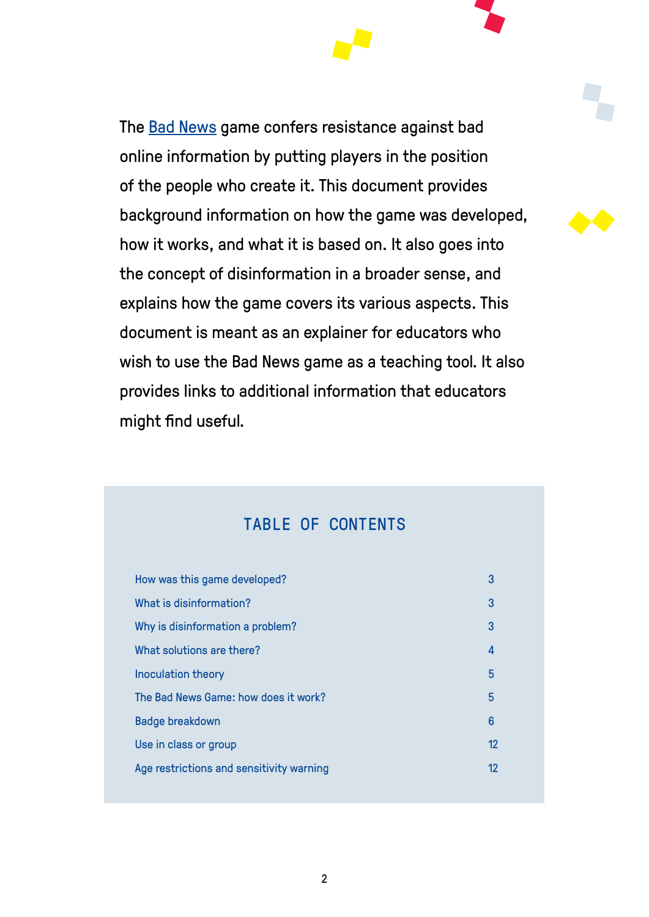The Bad News game confers resistance against bad online information by putting players in the position of the people who create it. This document provides background information on how the game was developed, how it works, and what it is based on. It also goes into the concept of disinformation in a broader sense, and explains how the game covers its various aspects. This document is meant as an explainer for educators who wish to use the Bad News game as a teaching tool. It also provides links to additional information that educators might find useful.

## TABLE OF CONTENTS

| Section | Page |
| --- | --- |
| How was this game developed? | 3 |
| What is disinformation? | 3 |
| Why is disinformation a problem? | 3 |
| What solutions are there? | 4 |
| Inoculation theory | 5 |
| The Bad News Game: how does it work? | 5 |
| Badge breakdown | 6 |
| Use in class or group | 12 |
| Age restrictions and sensitivity warning | 12 |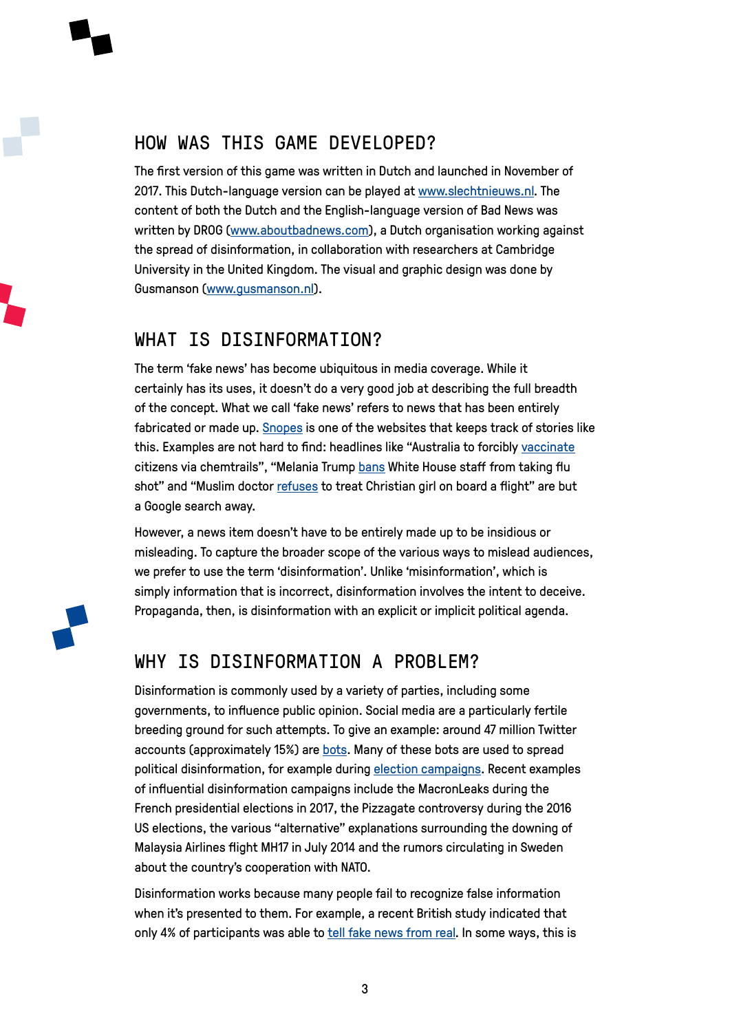## HOW WAS THIS GAME DEVELOPED?

The first version of this game was written in Dutch and launched in November of 2017. This Dutch-language version can be played at www.slechtnieuws.nl. The content of both the Dutch and the English-language version of Bad News was written by DROG (www.aboutbadnews.com), a Dutch organisation working against the spread of disinformation, in collaboration with researchers at Cambridge University in the United Kingdom. The visual and graphic design was done by Gusmanson (www.gusmanson.nl).

## WHAT IS DISINFORMATION?

The term 'fake news' has become ubiquitous in media coverage. While it certainly has its uses, it doesn't do a very good job at describing the full breadth of the concept. What we call 'fake news' refers to news that has been entirely fabricated or made up. Snopes is one of the websites that keeps track of stories like this. Examples are not hard to find: headlines like "Australia to forcibly vaccinate citizens via chemtrails", "Melania Trump bans White House staff from taking flu shot" and "Muslim doctor refuses to treat Christian girl on board a flight" are but a Google search away.

However, a news item doesn't have to be entirely made up to be insidious or misleading. To capture the broader scope of the various ways to mislead audiences, we prefer to use the term 'disinformation'. Unlike 'misinformation', which is simply information that is incorrect, disinformation involves the intent to deceive. Propaganda, then, is disinformation with an explicit or implicit political agenda.

## WHY IS DISINFORMATION A PROBLEM?

Disinformation is commonly used by a variety of parties, including some governments, to influence public opinion. Social media are a particularly fertile breeding ground for such attempts. To give an example: around 47 million Twitter accounts (approximately 15%) are bots. Many of these bots are used to spread political disinformation, for example during election campaigns. Recent examples of influential disinformation campaigns include the MacronLeaks during the French presidential elections in 2017, the Pizzagate controversy during the 2016 US elections, the various "alternative" explanations surrounding the downing of Malaysia Airlines flight MH17 in July 2014 and the rumors circulating in Sweden about the country's cooperation with NATO.

Disinformation works because many people fail to recognize false information when it's presented to them. For example, a recent British study indicated that only 4% of participants was able to tell fake news from real. In some ways, this is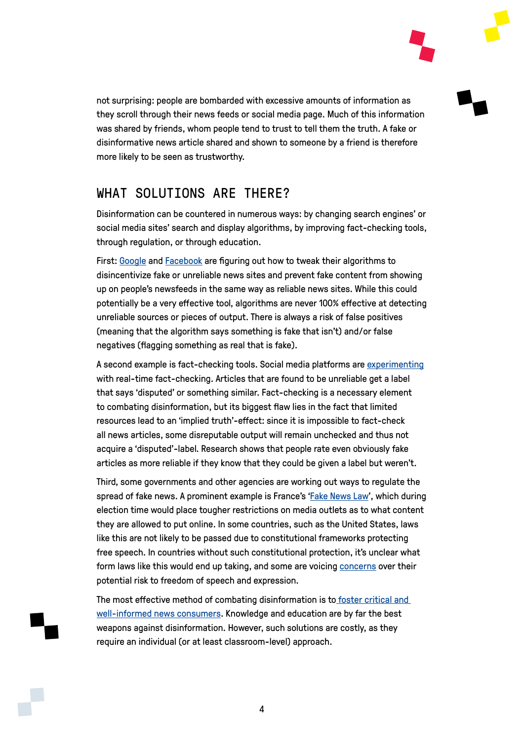not surprising: people are bombarded with excessive amounts of information as they scroll through their news feeds or social media page. Much of this information was shared by friends, whom people tend to trust to tell them the truth. A fake or disinformative news article shared and shown to someone by a friend is therefore more likely to be seen as trustworthy.

## WHAT SOLUTIONS ARE THERE?

Disinformation can be countered in numerous ways: by changing search engines' or social media sites' search and display algorithms, by improving fact-checking tools, through regulation, or through education.

First: Google and Facebook are figuring out how to tweak their algorithms to disincentivize fake or unreliable news sites and prevent fake content from showing up on people's newsfeeds in the same way as reliable news sites. While this could potentially be a very effective tool, algorithms are never 100% effective at detecting unreliable sources or pieces of output. There is always a risk of false positives (meaning that the algorithm says something is fake that isn't) and/or false negatives (flagging something as real that is fake).

A second example is fact-checking tools. Social media platforms are experimenting with real-time fact-checking. Articles that are found to be unreliable get a label that says 'disputed' or something similar. Fact-checking is a necessary element to combating disinformation, but its biggest flaw lies in the fact that limited resources lead to an 'implied truth'-effect: since it is impossible to fact-check all news articles, some disreputable output will remain unchecked and thus not acquire a 'disputed'-label. Research shows that people rate even obviously fake articles as more reliable if they know that they could be given a label but weren't.

Third, some governments and other agencies are working out ways to regulate the spread of fake news. A prominent example is France's 'Fake News Law', which during election time would place tougher restrictions on media outlets as to what content they are allowed to put online. In some countries, such as the United States, laws like this are not likely to be passed due to constitutional frameworks protecting free speech. In countries without such constitutional protection, it's unclear what form laws like this would end up taking, and some are voicing concerns over their potential risk to freedom of speech and expression.

The most effective method of combating disinformation is to foster critical and well-informed news consumers. Knowledge and education are by far the best weapons against disinformation. However, such solutions are costly, as they require an individual (or at least classroom-level) approach.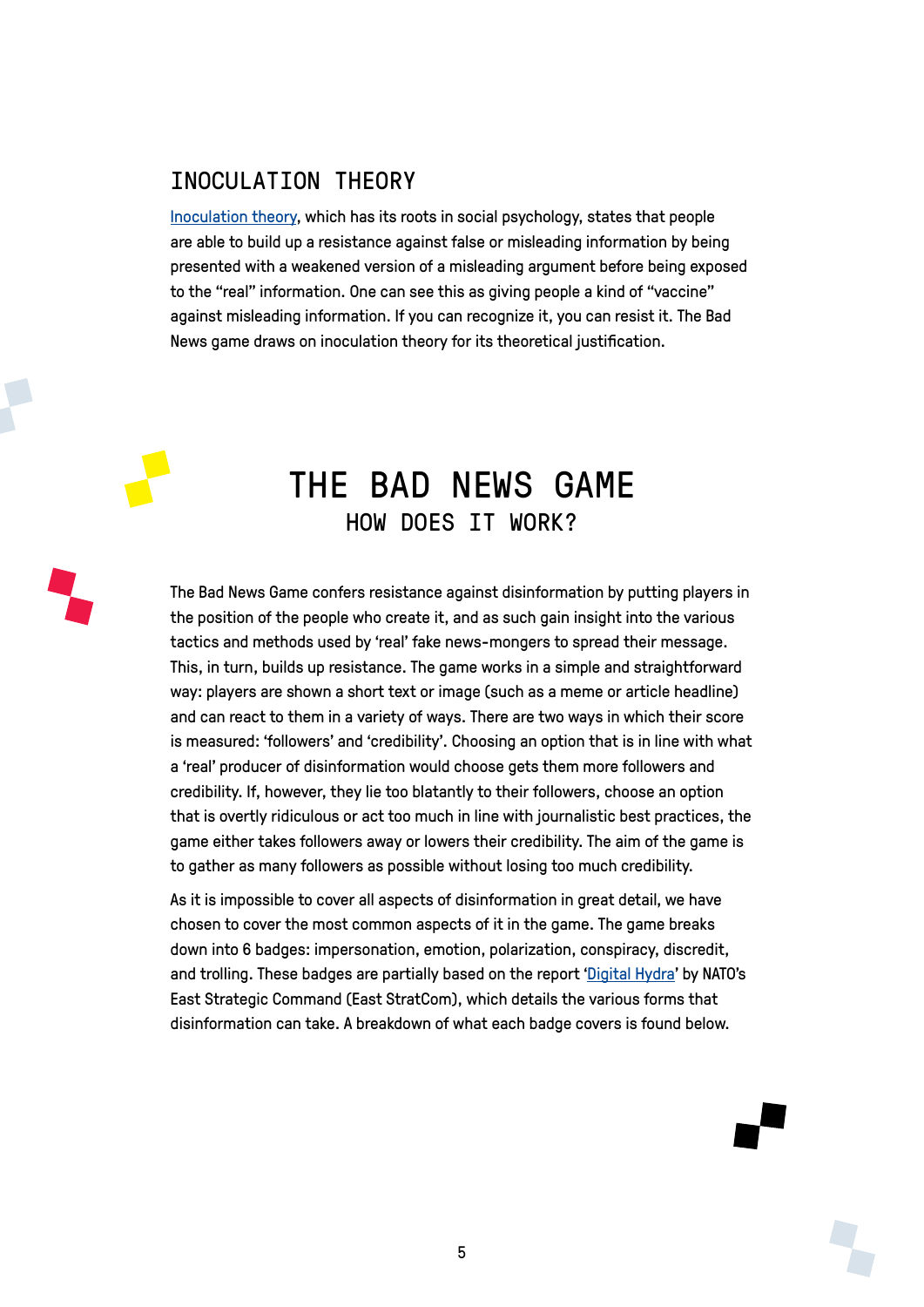## INOCULATION THEORY

Inoculation theory, which has its roots in social psychology, states that people are able to build up a resistance against false or misleading information by being presented with a weakened version of a misleading argument before being exposed to the "real" information. One can see this as giving people a kind of "vaccine" against misleading information. If you can recognize it, you can resist it. The Bad News game draws on inoculation theory for its theoretical justification.

# THE BAD NEWS GAME

## HOW DOES IT WORK?

The Bad News Game confers resistance against disinformation by putting players in the position of the people who create it, and as such gain insight into the various tactics and methods used by 'real' fake news-mongers to spread their message. This, in turn, builds up resistance. The game works in a simple and straightforward way: players are shown a short text or image (such as a meme or article headline) and can react to them in a variety of ways. There are two ways in which their score is measured: 'followers' and 'credibility'. Choosing an option that is in line with what a 'real' producer of disinformation would choose gets them more followers and credibility. If, however, they lie too blatantly to their followers, choose an option that is overtly ridiculous or act too much in line with journalistic best practices, the game either takes followers away or lowers their credibility. The aim of the game is to gather as many followers as possible without losing too much credibility.

As it is impossible to cover all aspects of disinformation in great detail, we have chosen to cover the most common aspects of it in the game. The game breaks down into 6 badges: impersonation, emotion, polarization, conspiracy, discredit, and trolling. These badges are partially based on the report 'Digital Hydra' by NATO's East Strategic Command (East StratCom), which details the various forms that disinformation can take. A breakdown of what each badge covers is found below.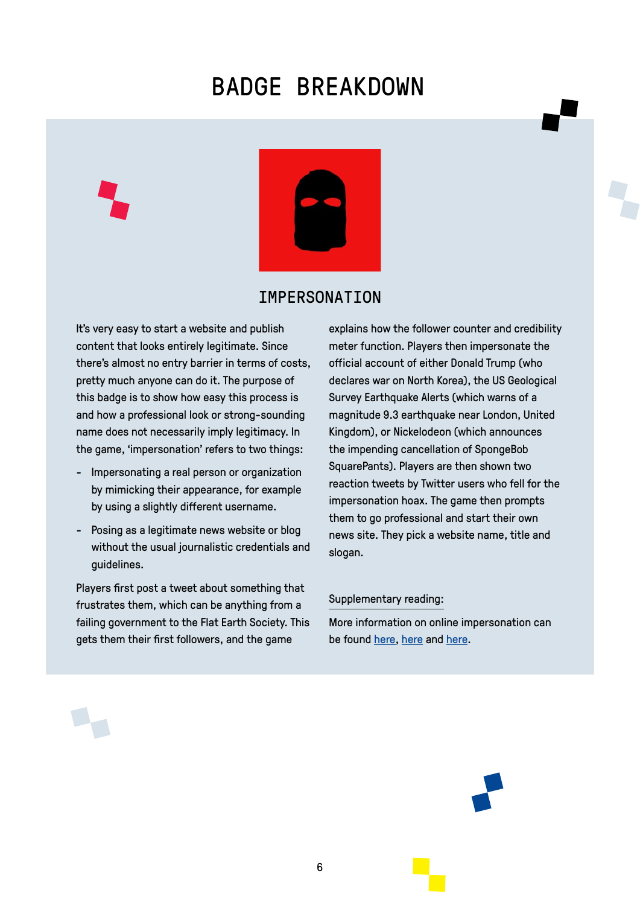# BADGE BREAKDOWN

## IMPERSONATION

It's very easy to start a website and publish content that looks entirely legitimate. Since there's almost no entry barrier in terms of costs, pretty much anyone can do it. The purpose of this badge is to show how easy this process is and how a professional look or strong-sounding name does not necessarily imply legitimacy. In the game, 'impersonation' refers to two things:

- Impersonating a real person or organization by mimicking their appearance, for example by using a slightly different username.
- Posing as a legitimate news website or blog without the usual journalistic credentials and guidelines.

Players first post a tweet about something that frustrates them, which can be anything from a failing government to the Flat Earth Society. This gets them their first followers, and the game explains how the follower counter and credibility meter function. Players then impersonate the official account of either Donald Trump (who declares war on North Korea), the US Geological Survey Earthquake Alerts (which warns of a magnitude 9.3 earthquake near London, United Kingdom), or Nickelodeon (which announces the impending cancellation of SpongeBob SquarePants). Players are then shown two reaction tweets by Twitter users who fell for the impersonation hoax. The game then prompts them to go professional and start their own news site. They pick a website name, title and slogan.

Supplementary reading:

More information on online impersonation can be found here, here and here.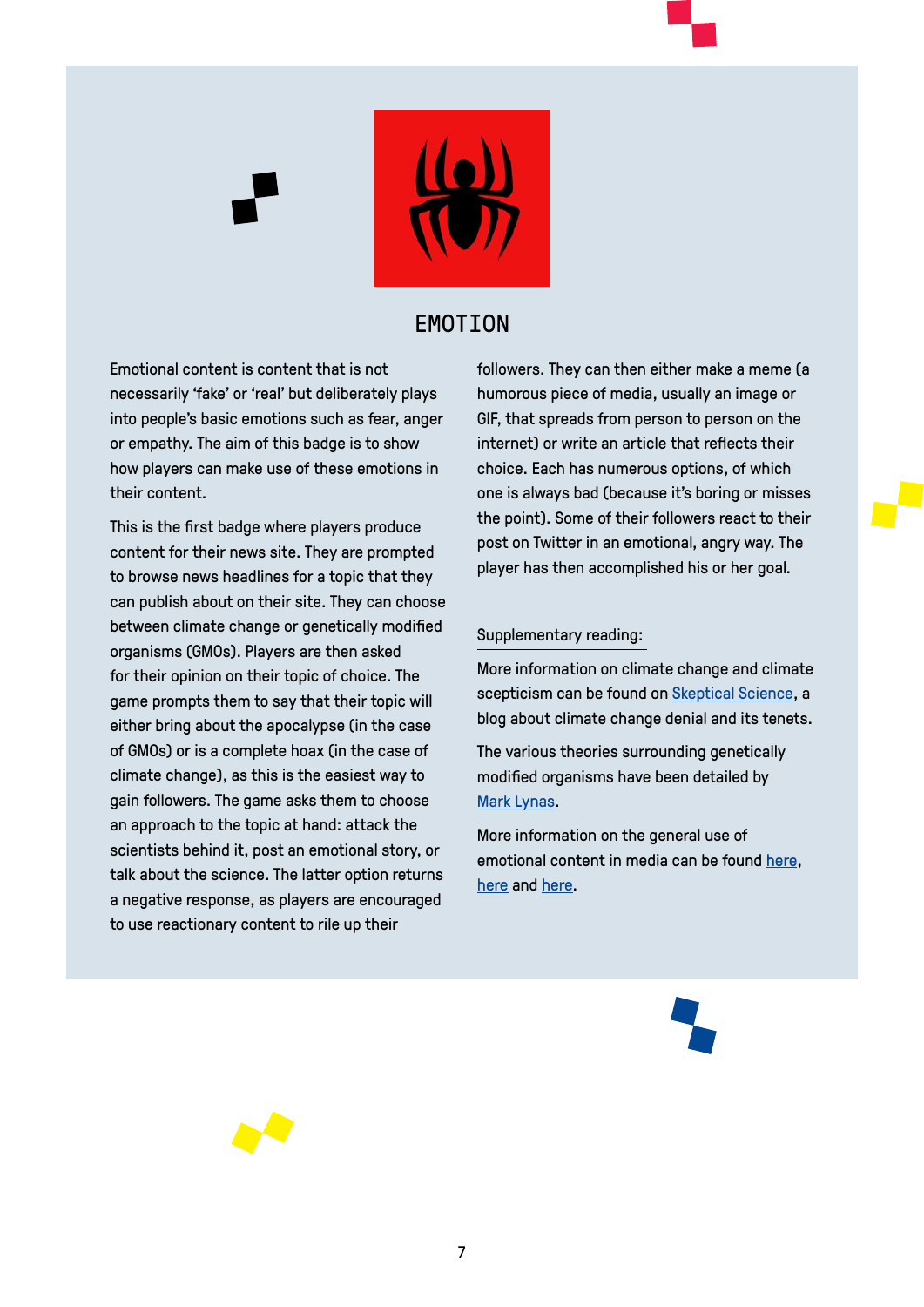## EMOTION

Emotional content is content that is not necessarily 'fake' or 'real' but deliberately plays into people's basic emotions such as fear, anger or empathy. The aim of this badge is to show how players can make use of these emotions in their content.

This is the first badge where players produce content for their news site. They are prompted to browse news headlines for a topic that they can publish about on their site. They can choose between climate change or genetically modified organisms (GMOs). Players are then asked for their opinion on their topic of choice. The game prompts them to say that their topic will either bring about the apocalypse (in the case of GMOs) or is a complete hoax (in the case of climate change), as this is the easiest way to gain followers. The game asks them to choose an approach to the topic at hand: attack the scientists behind it, post an emotional story, or talk about the science. The latter option returns a negative response, as players are encouraged to use reactionary content to rile up their followers. They can then either make a meme (a humorous piece of media, usually an image or GIF, that spreads from person to person on the internet) or write an article that reflects their choice. Each has numerous options, of which one is always bad (because it's boring or misses the point). Some of their followers react to their post on Twitter in an emotional, angry way. The player has then accomplished his or her goal.

Supplementary reading:

More information on climate change and climate scepticism can be found on Skeptical Science, a blog about climate change denial and its tenets.

The various theories surrounding genetically modified organisms have been detailed by Mark Lynas.

More information on the general use of emotional content in media can be found here, here and here.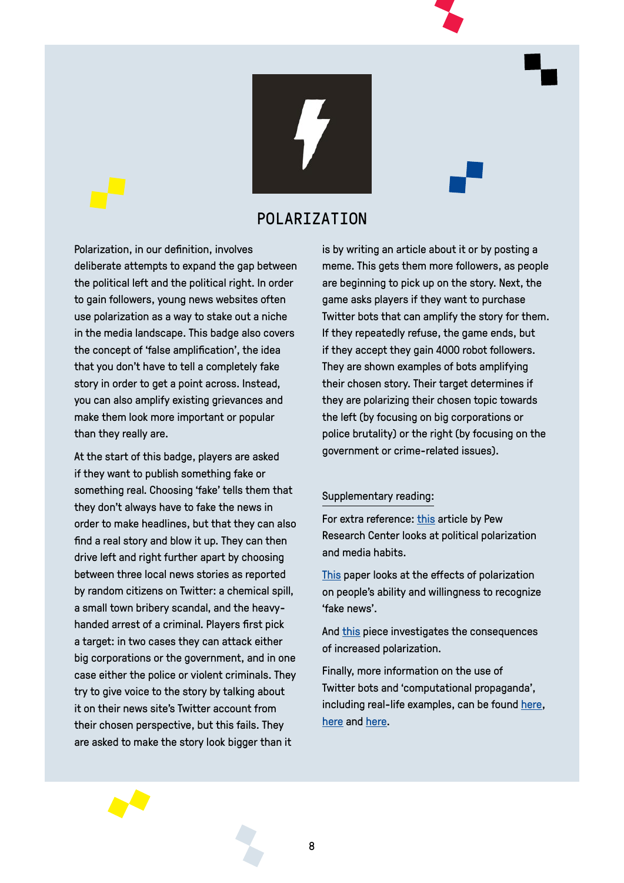# POLARIZATION

Polarization, in our definition, involves deliberate attempts to expand the gap between the political left and the political right. In order to gain followers, young news websites often use polarization as a way to stake out a niche in the media landscape. This badge also covers the concept of 'false amplification', the idea that you don't have to tell a completely fake story in order to get a point across. Instead, you can also amplify existing grievances and make them look more important or popular than they really are.

At the start of this badge, players are asked if they want to publish something fake or something real. Choosing 'fake' tells them that they don't always have to fake the news in order to make headlines, but that they can also find a real story and blow it up. They can then drive left and right further apart by choosing between three local news stories as reported by random citizens on Twitter: a chemical spill, a small town bribery scandal, and the heavy-handed arrest of a criminal. Players first pick a target: in two cases they can attack either big corporations or the government, and in one case either the police or violent criminals. They try to give voice to the story by talking about it on their news site's Twitter account from their chosen perspective, but this fails. They are asked to make the story look bigger than it is by writing an article about it or by posting a meme. This gets them more followers, as people are beginning to pick up on the story. Next, the game asks players if they want to purchase Twitter bots that can amplify the story for them. If they repeatedly refuse, the game ends, but if they accept they gain 4000 robot followers. They are shown examples of bots amplifying their chosen story. Their target determines if they are polarizing their chosen topic towards the left (by focusing on big corporations or police brutality) or the right (by focusing on the government or crime-related issues).

Supplementary reading:

For extra reference: this article by Pew Research Center looks at political polarization and media habits.

This paper looks at the effects of polarization on people's ability and willingness to recognize 'fake news'.

And this piece investigates the consequences of increased polarization.

Finally, more information on the use of Twitter bots and 'computational propaganda', including real-life examples, can be found here, here and here.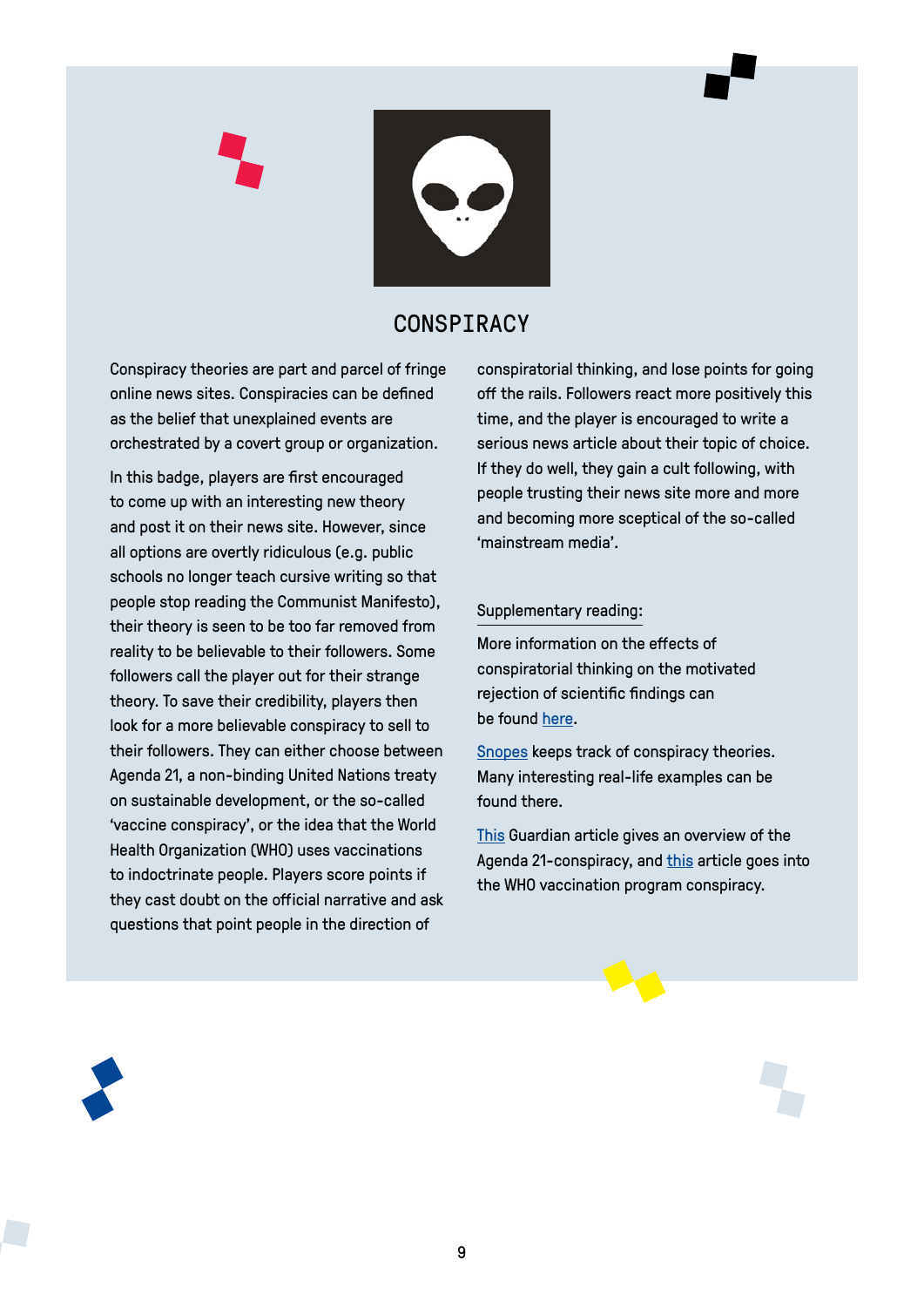## CONSPIRACY

Conspiracy theories are part and parcel of fringe online news sites. Conspiracies can be defined as the belief that unexplained events are orchestrated by a covert group or organization.

In this badge, players are first encouraged to come up with an interesting new theory and post it on their news site. However, since all options are overtly ridiculous (e.g. public schools no longer teach cursive writing so that people stop reading the Communist Manifesto), their theory is seen to be too far removed from reality to be believable to their followers. Some followers call the player out for their strange theory. To save their credibility, players then look for a more believable conspiracy to sell to their followers. They can either choose between Agenda 21, a non-binding United Nations treaty on sustainable development, or the so-called 'vaccine conspiracy', or the idea that the World Health Organization (WHO) uses vaccinations to indoctrinate people. Players score points if they cast doubt on the official narrative and ask questions that point people in the direction of conspiratorial thinking, and lose points for going off the rails. Followers react more positively this time, and the player is encouraged to write a serious news article about their topic of choice. If they do well, they gain a cult following, with people trusting their news site more and more and becoming more sceptical of the so-called 'mainstream media'.

Supplementary reading:

More information on the effects of conspiratorial thinking on the motivated rejection of scientific findings can be found here.

Snopes keeps track of conspiracy theories. Many interesting real-life examples can be found there.

This Guardian article gives an overview of the Agenda 21-conspiracy, and this article goes into the WHO vaccination program conspiracy.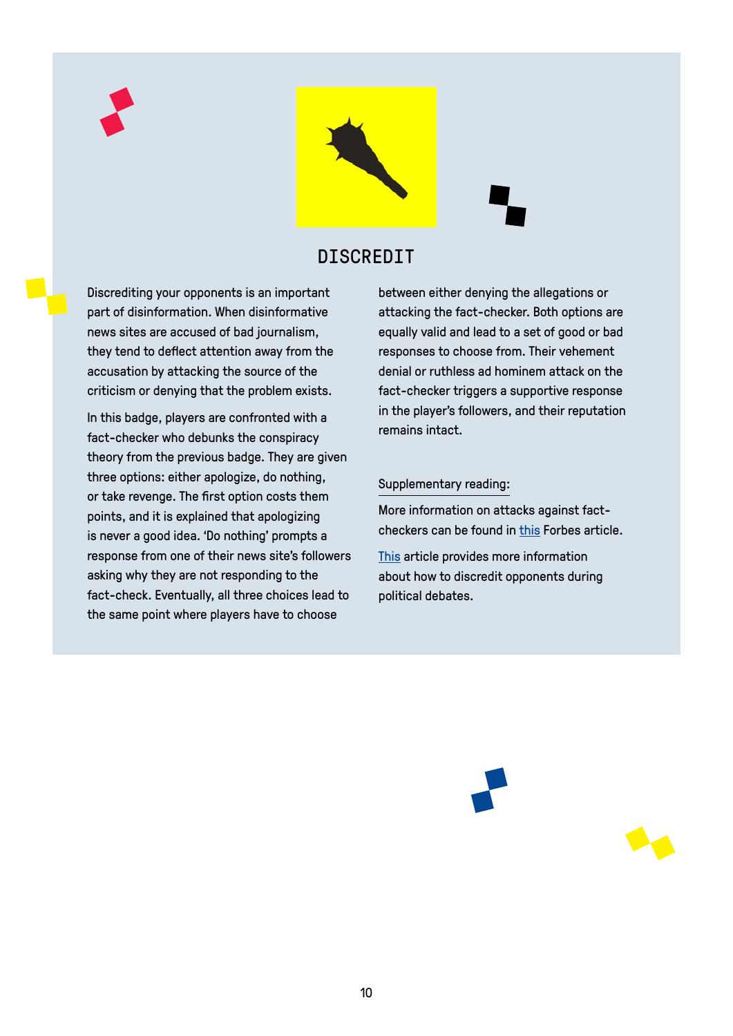## DISCREDIT

Discrediting your opponents is an important part of disinformation. When disinformative news sites are accused of bad journalism, they tend to deflect attention away from the accusation by attacking the source of the criticism or denying that the problem exists.

In this badge, players are confronted with a fact-checker who debunks the conspiracy theory from the previous badge. They are given three options: either apologize, do nothing, or take revenge. The first option costs them points, and it is explained that apologizing is never a good idea. 'Do nothing' prompts a response from one of their news site's followers asking why they are not responding to the fact-check. Eventually, all three choices lead to the same point where players have to choose between either denying the allegations or attacking the fact-checker. Both options are equally valid and lead to a set of good or bad responses to choose from. Their vehement denial or ruthless ad hominem attack on the fact-checker triggers a supportive response in the player's followers, and their reputation remains intact.

Supplementary reading:

More information on attacks against fact-checkers can be found in this Forbes article.

This article provides more information about how to discredit opponents during political debates.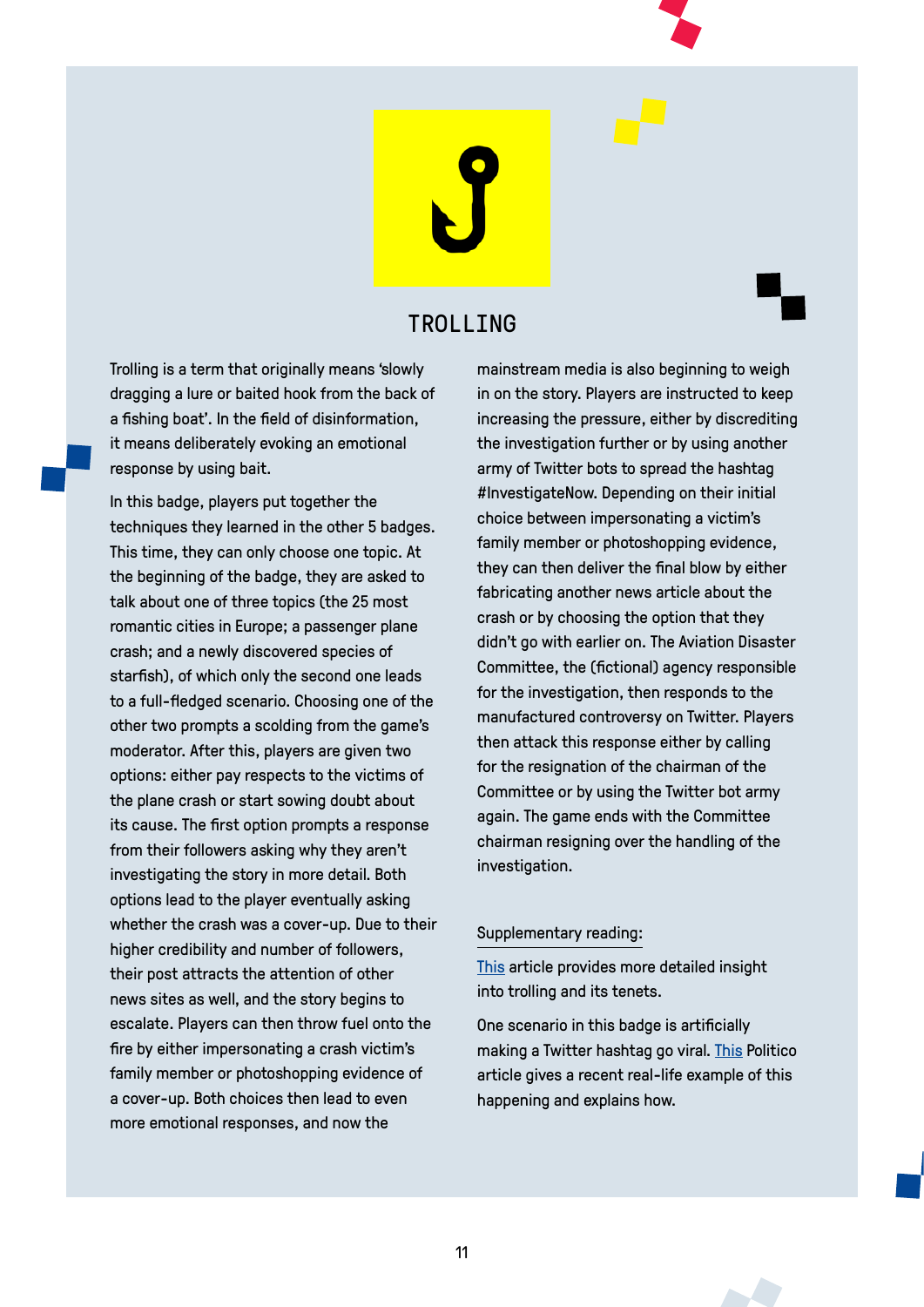## TROLLING

Trolling is a term that originally means 'slowly dragging a lure or baited hook from the back of a fishing boat'. In the field of disinformation, it means deliberately evoking an emotional response by using bait.

In this badge, players put together the techniques they learned in the other 5 badges. This time, they can only choose one topic. At the beginning of the badge, they are asked to talk about one of three topics (the 25 most romantic cities in Europe; a passenger plane crash; and a newly discovered species of starfish), of which only the second one leads to a full-fledged scenario. Choosing one of the other two prompts a scolding from the game's moderator. After this, players are given two options: either pay respects to the victims of the plane crash or start sowing doubt about its cause. The first option prompts a response from their followers asking why they aren't investigating the story in more detail. Both options lead to the player eventually asking whether the crash was a cover-up. Due to their higher credibility and number of followers, their post attracts the attention of other news sites as well, and the story begins to escalate. Players can then throw fuel onto the fire by either impersonating a crash victim's family member or photoshopping evidence of a cover-up. Both choices then lead to even more emotional responses, and now the mainstream media is also beginning to weigh in on the story. Players are instructed to keep increasing the pressure, either by discrediting the investigation further or by using another army of Twitter bots to spread the hashtag #InvestigateNow. Depending on their initial choice between impersonating a victim's family member or photoshopping evidence, they can then deliver the final blow by either fabricating another news article about the crash or by choosing the option that they didn't go with earlier on. The Aviation Disaster Committee, the (fictional) agency responsible for the investigation, then responds to the manufactured controversy on Twitter. Players then attack this response either by calling for the resignation of the chairman of the Committee or by using the Twitter bot army again. The game ends with the Committee chairman resigning over the handling of the investigation.

Supplementary reading:

This article provides more detailed insight into trolling and its tenets.

One scenario in this badge is artificially making a Twitter hashtag go viral. This Politico article gives a recent real-life example of this happening and explains how.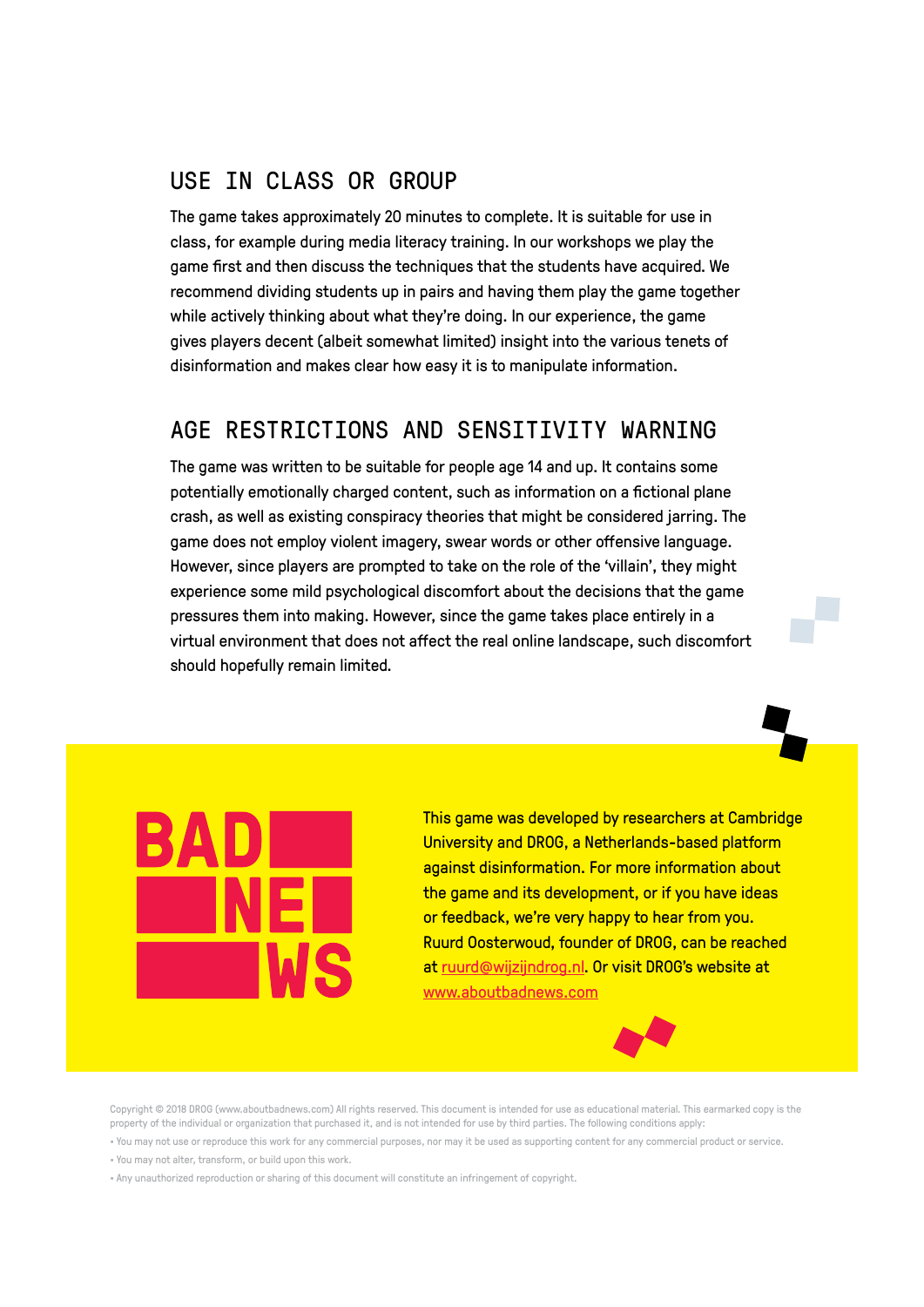## USE IN CLASS OR GROUP

The game takes approximately 20 minutes to complete. It is suitable for use in class, for example during media literacy training. In our workshops we play the game first and then discuss the techniques that the students have acquired. We recommend dividing students up in pairs and having them play the game together while actively thinking about what they're doing. In our experience, the game gives players decent (albeit somewhat limited) insight into the various tenets of disinformation and makes clear how easy it is to manipulate information.

## AGE RESTRICTIONS AND SENSITIVITY WARNING

The game was written to be suitable for people age 14 and up. It contains some potentially emotionally charged content, such as information on a fictional plane crash, as well as existing conspiracy theories that might be considered jarring. The game does not employ violent imagery, swear words or other offensive language. However, since players are prompted to take on the role of the 'villain', they might experience some mild psychological discomfort about the decisions that the game pressures them into making. However, since the game takes place entirely in a virtual environment that does not affect the real online landscape, such discomfort should hopefully remain limited.

BAD NEWS

This game was developed by researchers at Cambridge University and DROG, a Netherlands-based platform against disinformation. For more information about the game and its development, or if you have ideas or feedback, we're very happy to hear from you. Ruurd Oosterwoud, founder of DROG, can be reached at ruurd@wijzijndrog.nl. Or visit DROG's website at www.aboutbadnews.com

Copyright © 2018 DROG (www.aboutbadnews.com) All rights reserved. This document is intended for use as educational material. This earmarked copy is the property of the individual or organization that purchased it, and is not intended for use by third parties. The following conditions apply:

- You may not use or reproduce this work for any commercial purposes, nor may it be used as supporting content for any commercial product or service.
- You may not alter, transform, or build upon this work.
- Any unauthorized reproduction or sharing of this document will constitute an infringement of copyright.